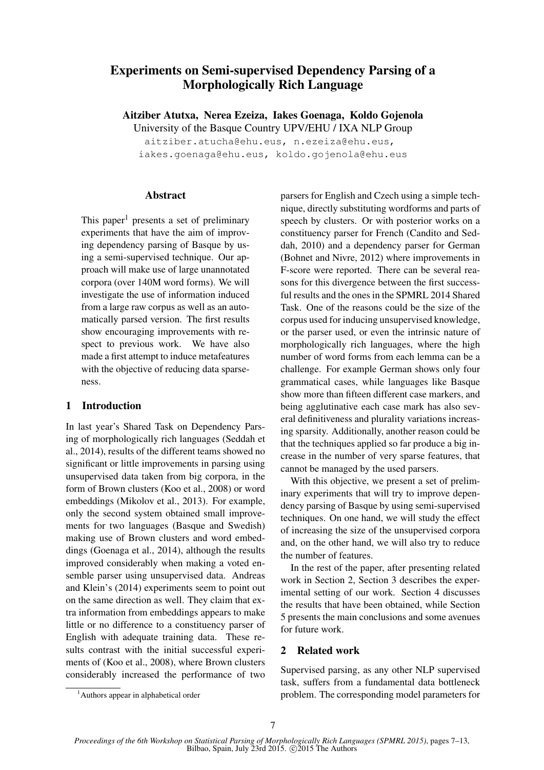# Experiments on Semi-supervised Dependency Parsing of a Morphologically Rich Language

**Aitziber Atutxa, Nerea Ezeiza, Iakes Goenaga, Koldo Gojenola**

University of the Basque Country UPV/EHU / IXA NLP Group

aitziber.atucha@ehu.eus, n.ezeiza@ehu.eus, iakes.goenaga@ehu.eus, koldo.gojenola@ehu.eus

## Abstract

This paper[1] presents a set of preliminary experiments that have the aim of improving dependency parsing of Basque by using a semi-supervised technique. Our approach will make use of large unannotated corpora (over 140M word forms). We will investigate the use of information induced from a large raw corpus as well as an automatically parsed version. The first results show encouraging improvements with respect to previous work. We have also made a first attempt to induce metafeatures with the objective of reducing data sparseness.

## 1 Introduction

In last year's Shared Task on Dependency Parsing of morphologically rich languages (Seddah et al., 2014), results of the different teams showed no significant or little improvements in parsing using unsupervised data taken from big corpora, in the form of Brown clusters (Koo et al., 2008) or word embeddings (Mikolov et al., 2013). For example, only the second system obtained small improvements for two languages (Basque and Swedish) making use of Brown clusters and word embeddings (Goenaga et al., 2014), although the results improved considerably when making a voted ensemble parser using unsupervised data. Andreas and Klein's (2014) experiments seem to point out on the same direction as well. They claim that extra information from embeddings appears to make little or no difference to a constituency parser of English with adequate training data. These results contrast with the initial successful experiments of (Koo et al., 2008), where Brown clusters considerably increased the performance of two parsers for English and Czech using a simple technique, directly substituting wordforms and parts of speech by clusters. Or with posterior works on a constituency parser for French (Candito and Seddah, 2010) and a dependency parser for German (Bohnet and Nivre, 2012) where improvements in F-score were reported. There can be several reasons for this divergence between the first successful results and the ones in the SPMRL 2014 Shared Task. One of the reasons could be the size of the corpus used for inducing unsupervised knowledge, or the parser used, or even the intrinsic nature of morphologically rich languages, where the high number of word forms from each lemma can be a challenge. For example German shows only four grammatical cases, while languages like Basque show more than fifteen different case markers, and being agglutinative each case mark has also several definitiveness and plurality variations increasing sparsity. Additionally, another reason could be that the techniques applied so far produce a big increase in the number of very sparse features, that cannot be managed by the used parsers.

With this objective, we present a set of preliminary experiments that will try to improve dependency parsing of Basque by using semi-supervised techniques. On one hand, we will study the effect of increasing the size of the unsupervised corpora and, on the other hand, we will also try to reduce the number of features.

In the rest of the paper, after presenting related work in Section 2, Section 3 describes the experimental setting of our work. Section 4 discusses the results that have been obtained, while Section 5 presents the main conclusions and some avenues for future work.

## 2 Related work

Supervised parsing, as any other NLP supervised task, suffers from a fundamental data bottleneck problem. The corresponding model parameters for

[1] Authors appear in alphabetical order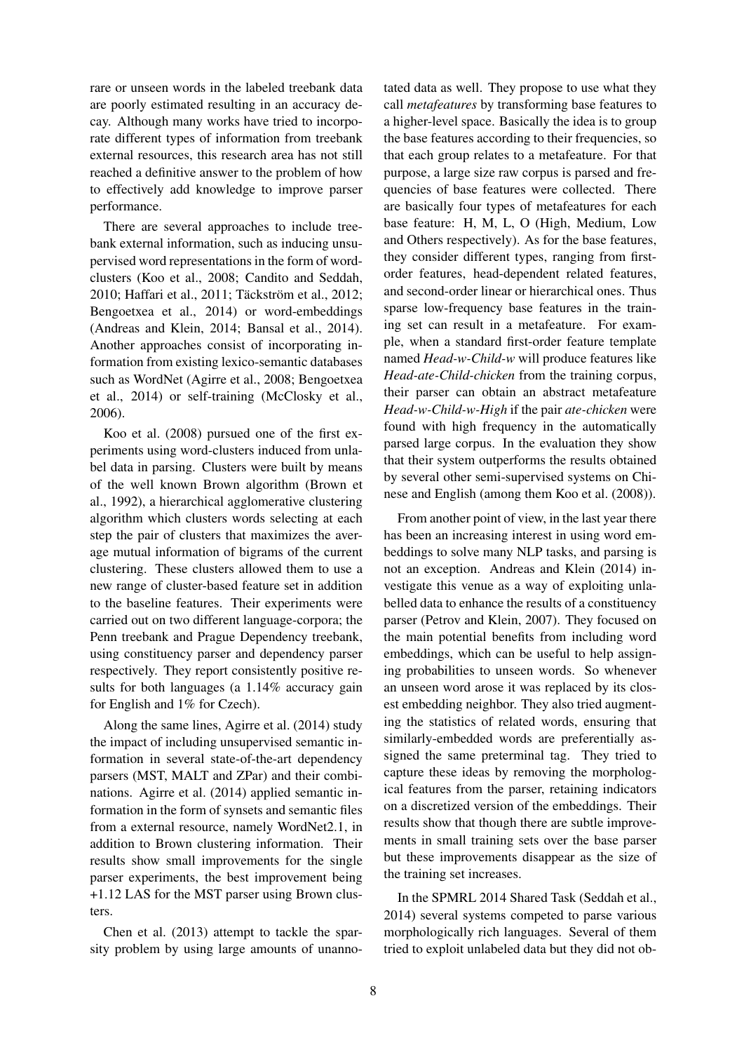rare or unseen words in the labeled treebank data are poorly estimated resulting in an accuracy decay. Although many works have tried to incorporate different types of information from treebank external resources, this research area has not still reached a definitive answer to the problem of how to effectively add knowledge to improve parser performance.

There are several approaches to include treebank external information, such as inducing unsupervised word representations in the form of word-clusters (Koo et al., 2008; Candito and Seddah, 2010; Haffari et al., 2011; Täckström et al., 2012; Bengoetxea et al., 2014) or word-embeddings (Andreas and Klein, 2014; Bansal et al., 2014). Another approaches consist of incorporating information from existing lexico-semantic databases such as WordNet (Agirre et al., 2008; Bengoetxea et al., 2014) or self-training (McClosky et al., 2006).

Koo et al. (2008) pursued one of the first experiments using word-clusters induced from unlabel data in parsing. Clusters were built by means of the well known Brown algorithm (Brown et al., 1992), a hierarchical agglomerative clustering algorithm which clusters words selecting at each step the pair of clusters that maximizes the average mutual information of bigrams of the current clustering. These clusters allowed them to use a new range of cluster-based feature set in addition to the baseline features. Their experiments were carried out on two different language-corpora; the Penn treebank and Prague Dependency treebank, using constituency parser and dependency parser respectively. They report consistently positive results for both languages (a 1.14% accuracy gain for English and 1% for Czech).

Along the same lines, Agirre et al. (2014) study the impact of including unsupervised semantic information in several state-of-the-art dependency parsers (MST, MALT and ZPar) and their combinations. Agirre et al. (2014) applied semantic information in the form of synsets and semantic files from a external resource, namely WordNet2.1, in addition to Brown clustering information. Their results show small improvements for the single parser experiments, the best improvement being +1.12 LAS for the MST parser using Brown clusters.

Chen et al. (2013) attempt to tackle the sparsity problem by using large amounts of unannotated data as well. They propose to use what they call *metafeatures* by transforming base features to a higher-level space. Basically the idea is to group the base features according to their frequencies, so that each group relates to a metafeature. For that purpose, a large size raw corpus is parsed and frequencies of base features were collected. There are basically four types of metafeatures for each base feature: H, M, L, O (High, Medium, Low and Others respectively). As for the base features, they consider different types, ranging from first-order features, head-dependent related features, and second-order linear or hierarchical ones. Thus sparse low-frequency base features in the training set can result in a metafeature. For example, when a standard first-order feature template named *Head-w-Child-w* will produce features like *Head-ate-Child-chicken* from the training corpus, their parser can obtain an abstract metafeature *Head-w-Child-w-High* if the pair *ate-chicken* were found with high frequency in the automatically parsed large corpus. In the evaluation they show that their system outperforms the results obtained by several other semi-supervised systems on Chinese and English (among them Koo et al. (2008)).

From another point of view, in the last year there has been an increasing interest in using word embeddings to solve many NLP tasks, and parsing is not an exception. Andreas and Klein (2014) investigate this venue as a way of exploiting unlabelled data to enhance the results of a constituency parser (Petrov and Klein, 2007). They focused on the main potential benefits from including word embeddings, which can be useful to help assigning probabilities to unseen words. So whenever an unseen word arose it was replaced by its closest embedding neighbor. They also tried augmenting the statistics of related words, ensuring that similarly-embedded words are preferentially assigned the same preterminal tag. They tried to capture these ideas by removing the morphological features from the parser, retaining indicators on a discretized version of the embeddings. Their results show that though there are subtle improvements in small training sets over the base parser but these improvements disappear as the size of the training set increases.

In the SPMRL 2014 Shared Task (Seddah et al., 2014) several systems competed to parse various morphologically rich languages. Several of them tried to exploit unlabeled data but they did not ob-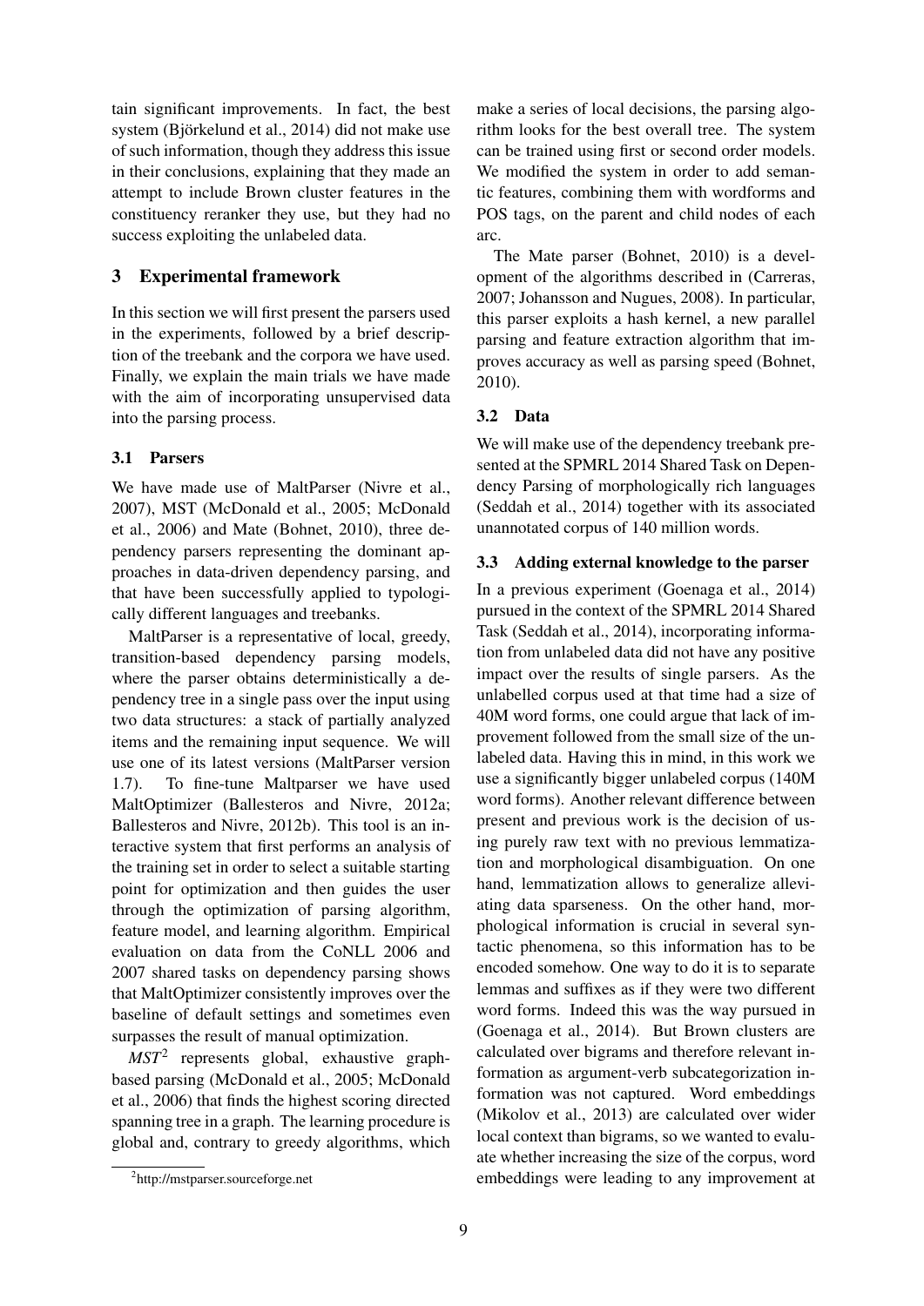tain significant improvements. In fact, the best system (Björkelund et al., 2014) did not make use of such information, though they address this issue in their conclusions, explaining that they made an attempt to include Brown cluster features in the constituency reranker they use, but they had no success exploiting the unlabeled data.

## 3 Experimental framework

In this section we will first present the parsers used in the experiments, followed by a brief description of the treebank and the corpora we have used. Finally, we explain the main trials we have made with the aim of incorporating unsupervised data into the parsing process.

### 3.1 Parsers

We have made use of MaltParser (Nivre et al., 2007), MST (McDonald et al., 2005; McDonald et al., 2006) and Mate (Bohnet, 2010), three dependency parsers representing the dominant approaches in data-driven dependency parsing, and that have been successfully applied to typologically different languages and treebanks.

MaltParser is a representative of local, greedy, transition-based dependency parsing models, where the parser obtains deterministically a dependency tree in a single pass over the input using two data structures: a stack of partially analyzed items and the remaining input sequence. We will use one of its latest versions (MaltParser version 1.7). To fine-tune Maltparser we have used MaltOptimizer (Ballesteros and Nivre, 2012a; Ballesteros and Nivre, 2012b). This tool is an interactive system that first performs an analysis of the training set in order to select a suitable starting point for optimization and then guides the user through the optimization of parsing algorithm, feature model, and learning algorithm. Empirical evaluation on data from the CoNLL 2006 and 2007 shared tasks on dependency parsing shows that MaltOptimizer consistently improves over the baseline of default settings and sometimes even surpasses the result of manual optimization.

*MST*[2] represents global, exhaustive graph-based parsing (McDonald et al., 2005; McDonald et al., 2006) that finds the highest scoring directed spanning tree in a graph. The learning procedure is global and, contrary to greedy algorithms, which make a series of local decisions, the parsing algorithm looks for the best overall tree. The system can be trained using first or second order models. We modified the system in order to add semantic features, combining them with wordforms and POS tags, on the parent and child nodes of each arc.

The Mate parser (Bohnet, 2010) is a development of the algorithms described in (Carreras, 2007; Johansson and Nugues, 2008). In particular, this parser exploits a hash kernel, a new parallel parsing and feature extraction algorithm that improves accuracy as well as parsing speed (Bohnet, 2010).

### 3.2 Data

We will make use of the dependency treebank presented at the SPMRL 2014 Shared Task on Dependency Parsing of morphologically rich languages (Seddah et al., 2014) together with its associated unannotated corpus of 140 million words.

### 3.3 Adding external knowledge to the parser

In a previous experiment (Goenaga et al., 2014) pursued in the context of the SPMRL 2014 Shared Task (Seddah et al., 2014), incorporating information from unlabeled data did not have any positive impact over the results of single parsers. As the unlabelled corpus used at that time had a size of 40M word forms, one could argue that lack of improvement followed from the small size of the unlabeled data. Having this in mind, in this work we use a significantly bigger unlabeled corpus (140M word forms). Another relevant difference between present and previous work is the decision of using purely raw text with no previous lemmatization and morphological disambiguation. On one hand, lemmatization allows to generalize alleviating data sparseness. On the other hand, morphological information is crucial in several syntactic phenomena, so this information has to be encoded somehow. One way to do it is to separate lemmas and suffixes as if they were two different word forms. Indeed this was the way pursued in (Goenaga et al., 2014). But Brown clusters are calculated over bigrams and therefore relevant information as argument-verb subcategorization information was not captured. Word embeddings (Mikolov et al., 2013) are calculated over wider local context than bigrams, so we wanted to evaluate whether increasing the size of the corpus, word embeddings were leading to any improvement at

[2] http://mstparser.sourceforge.net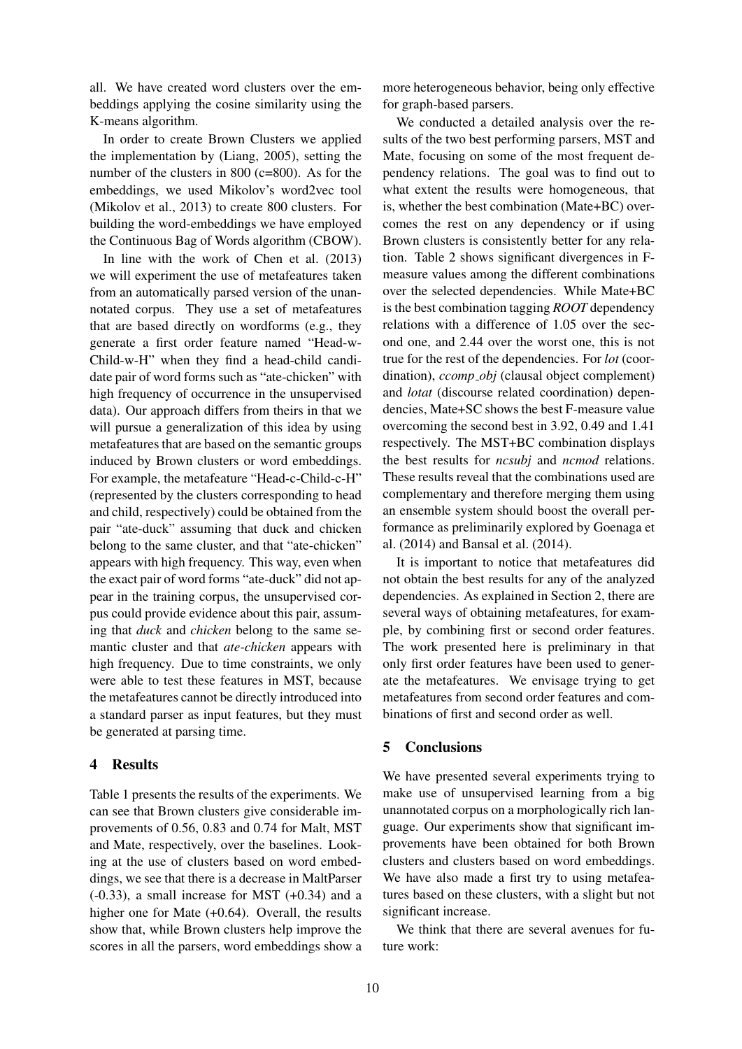all. We have created word clusters over the embeddings applying the cosine similarity using the K-means algorithm.

In order to create Brown Clusters we applied the implementation by (Liang, 2005), setting the number of the clusters in 800 (c=800). As for the embeddings, we used Mikolov's word2vec tool (Mikolov et al., 2013) to create 800 clusters. For building the word-embeddings we have employed the Continuous Bag of Words algorithm (CBOW).

In line with the work of Chen et al. (2013) we will experiment the use of metafeatures taken from an automatically parsed version of the unannotated corpus. They use a set of metafeatures that are based directly on wordforms (e.g., they generate a first order feature named "Head-w-Child-w-H" when they find a head-child candidate pair of word forms such as "ate-chicken" with high frequency of occurrence in the unsupervised data). Our approach differs from theirs in that we will pursue a generalization of this idea by using metafeatures that are based on the semantic groups induced by Brown clusters or word embeddings. For example, the metafeature "Head-c-Child-c-H" (represented by the clusters corresponding to head and child, respectively) could be obtained from the pair "ate-duck" assuming that duck and chicken belong to the same cluster, and that "ate-chicken" appears with high frequency. This way, even when the exact pair of word forms "ate-duck" did not appear in the training corpus, the unsupervised corpus could provide evidence about this pair, assuming that *duck* and *chicken* belong to the same semantic cluster and that *ate-chicken* appears with high frequency. Due to time constraints, we only were able to test these features in MST, because the metafeatures cannot be directly introduced into a standard parser as input features, but they must be generated at parsing time.

## 4 Results

Table 1 presents the results of the experiments. We can see that Brown clusters give considerable improvements of 0.56, 0.83 and 0.74 for Malt, MST and Mate, respectively, over the baselines. Looking at the use of clusters based on word embeddings, we see that there is a decrease in MaltParser (-0.33), a small increase for MST (+0.34) and a higher one for Mate (+0.64). Overall, the results show that, while Brown clusters help improve the scores in all the parsers, word embeddings show a more heterogeneous behavior, being only effective for graph-based parsers.

We conducted a detailed analysis over the results of the two best performing parsers, MST and Mate, focusing on some of the most frequent dependency relations. The goal was to find out to what extent the results were homogeneous, that is, whether the best combination (Mate+BC) overcomes the rest on any dependency or if using Brown clusters is consistently better for any relation. Table 2 shows significant divergences in F-measure values among the different combinations over the selected dependencies. While Mate+BC is the best combination tagging *ROOT* dependency relations with a difference of 1.05 over the second one, and 2.44 over the worst one, this is not true for the rest of the dependencies. For *lot* (coordination), *ccomp_obj* (clausal object complement) and *lotat* (discourse related coordination) dependencies, Mate+SC shows the best F-measure value overcoming the second best in 3.92, 0.49 and 1.41 respectively. The MST+BC combination displays the best results for *ncsubj* and *ncmod* relations. These results reveal that the combinations used are complementary and therefore merging them using an ensemble system should boost the overall performance as preliminarily explored by Goenaga et al. (2014) and Bansal et al. (2014).

It is important to notice that metafeatures did not obtain the best results for any of the analyzed dependencies. As explained in Section 2, there are several ways of obtaining metafeatures, for example, by combining first or second order features. The work presented here is preliminary in that only first order features have been used to generate the metafeatures. We envisage trying to get metafeatures from second order features and combinations of first and second order as well.

## 5 Conclusions

We have presented several experiments trying to make use of unsupervised learning from a big unannotated corpus on a morphologically rich language. Our experiments show that significant improvements have been obtained for both Brown clusters and clusters based on word embeddings. We have also made a first try to using metafeatures based on these clusters, with a slight but not significant increase.

We think that there are several avenues for future work: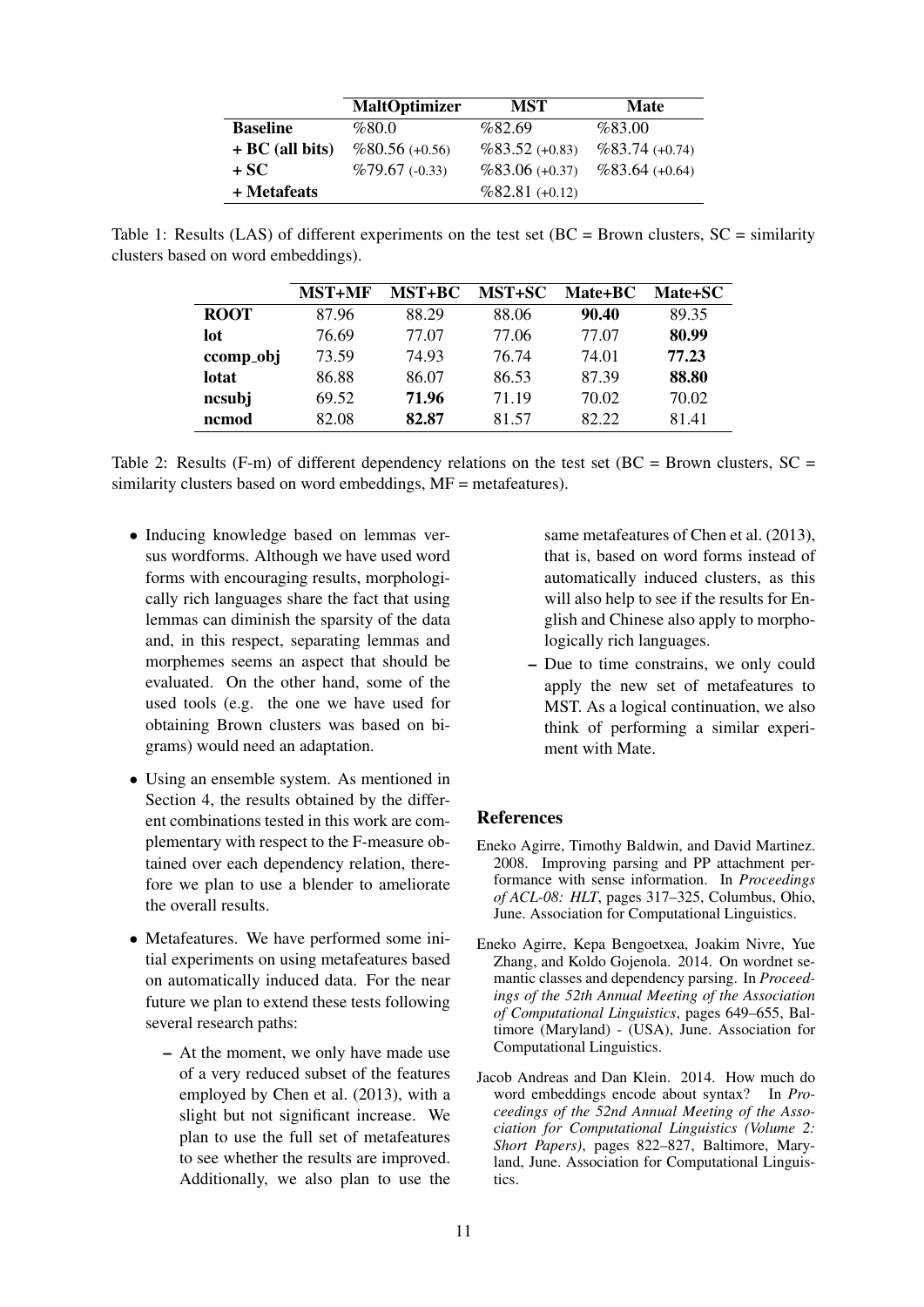|  | **MaltOptimizer** | **MST** | **Mate** |
|---|---|---|---|
| **Baseline** | %80.0 | %82.69 | %83.00 |
| **+ BC (all bits)** | %80.56 (+0.56) | %83.52 (+0.83) | %83.74 (+0.74) |
| **+ SC** | %79.67 (-0.33) | %83.06 (+0.37) | %83.64 (+0.64) |
| **+ Metafeats** |  | %82.81 (+0.12) |  |

Table 1: Results (LAS) of different experiments on the test set (BC = Brown clusters, SC = similarity clusters based on word embeddings).

|  | **MST+MF** | **MST+BC** | **MST+SC** | **Mate+BC** | **Mate+SC** |
|---|---|---|---|---|---|
| **ROOT** | 87.96 | 88.29 | 88.06 | **90.40** | 89.35 |
| **lot** | 76.69 | 77.07 | 77.06 | 77.07 | **80.99** |
| **ccomp_obj** | 73.59 | 74.93 | 76.74 | 74.01 | **77.23** |
| **lotat** | 86.88 | 86.07 | 86.53 | 87.39 | **88.80** |
| **ncsubj** | 69.52 | **71.96** | 71.19 | 70.02 | 70.02 |
| **ncmod** | 82.08 | **82.87** | 81.57 | 82.22 | 81.41 |

Table 2: Results (F-m) of different dependency relations on the test set (BC = Brown clusters, SC = similarity clusters based on word embeddings, MF = metafeatures).

- Inducing knowledge based on lemmas versus wordforms. Although we have used word forms with encouraging results, morphologically rich languages share the fact that using lemmas can diminish the sparsity of the data and, in this respect, separating lemmas and morphemes seems an aspect that should be evaluated. On the other hand, some of the used tools (e.g. the one we have used for obtaining Brown clusters was based on bigrams) would need an adaptation.
- Using an ensemble system. As mentioned in Section 4, the results obtained by the different combinations tested in this work are complementary with respect to the F-measure obtained over each dependency relation, therefore we plan to use a blender to ameliorate the overall results.
- Metafeatures. We have performed some initial experiments on using metafeatures based on automatically induced data. For the near future we plan to extend these tests following several research paths:
  - At the moment, we only have made use of a very reduced subset of the features employed by Chen et al. (2013), with a slight but not significant increase. We plan to use the full set of metafeatures to see whether the results are improved. Additionally, we also plan to use the same metafeatures of Chen et al. (2013), that is, based on word forms instead of automatically induced clusters, as this will also help to see if the results for English and Chinese also apply to morphologically rich languages.
  - Due to time constrains, we only could apply the new set of metafeatures to MST. As a logical continuation, we also think of performing a similar experiment with Mate.

## References

Eneko Agirre, Timothy Baldwin, and David Martinez. 2008. Improving parsing and PP attachment performance with sense information. In *Proceedings of ACL-08: HLT*, pages 317–325, Columbus, Ohio, June. Association for Computational Linguistics.

Eneko Agirre, Kepa Bengoetxea, Joakim Nivre, Yue Zhang, and Koldo Gojenola. 2014. On wordnet semantic classes and dependency parsing. In *Proceedings of the 52th Annual Meeting of the Association of Computational Linguistics*, pages 649–655, Baltimore (Maryland) - (USA), June. Association for Computational Linguistics.

Jacob Andreas and Dan Klein. 2014. How much do word embeddings encode about syntax? In *Proceedings of the 52nd Annual Meeting of the Association for Computational Linguistics (Volume 2: Short Papers)*, pages 822–827, Baltimore, Maryland, June. Association for Computational Linguistics.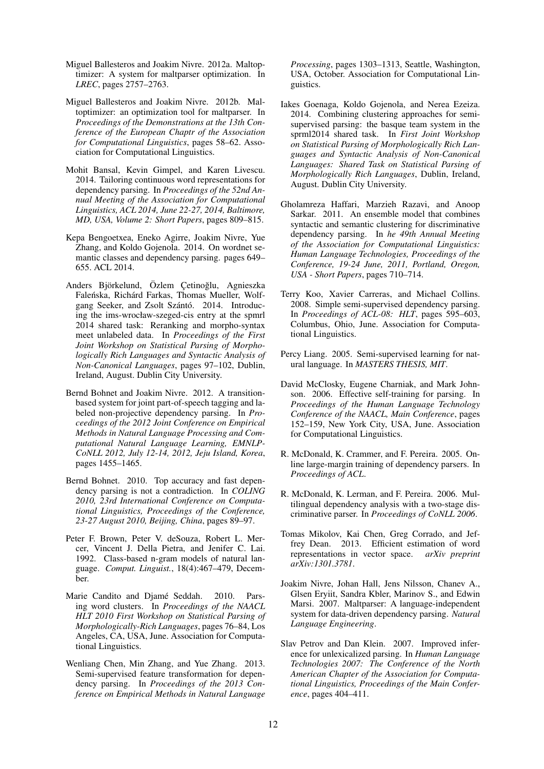Miguel Ballesteros and Joakim Nivre. 2012a. Maltoptimizer: A system for maltparser optimization. In *LREC*, pages 2757–2763.

Miguel Ballesteros and Joakim Nivre. 2012b. Maltoptimizer: an optimization tool for maltparser. In *Proceedings of the Demonstrations at the 13th Conference of the European Chaptr of the Association for Computational Linguistics*, pages 58–62. Association for Computational Linguistics.

Mohit Bansal, Kevin Gimpel, and Karen Livescu. 2014. Tailoring continuous word representations for dependency parsing. In *Proceedings of the 52nd Annual Meeting of the Association for Computational Linguistics, ACL 2014, June 22-27, 2014, Baltimore, MD, USA, Volume 2: Short Papers*, pages 809–815.

Kepa Bengoetxea, Eneko Agirre, Joakim Nivre, Yue Zhang, and Koldo Gojenola. 2014. On wordnet semantic classes and dependency parsing. pages 649–655. ACL 2014.

Anders Björkelund, Özlem Çetinoğlu, Agnieszka Faleńska, Richárd Farkas, Thomas Mueller, Wolfgang Seeker, and Zsolt Szántó. 2014. Introducing the ims-wrocław-szeged-cis entry at the spmrl 2014 shared task: Reranking and morpho-syntax meet unlabeled data. In *Proceedings of the First Joint Workshop on Statistical Parsing of Morphologically Rich Languages and Syntactic Analysis of Non-Canonical Languages*, pages 97–102, Dublin, Ireland, August. Dublin City University.

Bernd Bohnet and Joakim Nivre. 2012. A transition-based system for joint part-of-speech tagging and labeled non-projective dependency parsing. In *Proceedings of the 2012 Joint Conference on Empirical Methods in Natural Language Processing and Computational Natural Language Learning, EMNLP-CoNLL 2012, July 12-14, 2012, Jeju Island, Korea*, pages 1455–1465.

Bernd Bohnet. 2010. Top accuracy and fast dependency parsing is not a contradiction. In *COLING 2010, 23rd International Conference on Computational Linguistics, Proceedings of the Conference, 23-27 August 2010, Beijing, China*, pages 89–97.

Peter F. Brown, Peter V. deSouza, Robert L. Mercer, Vincent J. Della Pietra, and Jenifer C. Lai. 1992. Class-based n-gram models of natural language. *Comput. Linguist.*, 18(4):467–479, December.

Marie Candito and Djamé Seddah. 2010. Parsing word clusters. In *Proceedings of the NAACL HLT 2010 First Workshop on Statistical Parsing of Morphologically-Rich Languages*, pages 76–84, Los Angeles, CA, USA, June. Association for Computational Linguistics.

Wenliang Chen, Min Zhang, and Yue Zhang. 2013. Semi-supervised feature transformation for dependency parsing. In *Proceedings of the 2013 Conference on Empirical Methods in Natural Language Processing*, pages 1303–1313, Seattle, Washington, USA, October. Association for Computational Linguistics.

Iakes Goenaga, Koldo Gojenola, and Nerea Ezeiza. 2014. Combining clustering approaches for semi-supervised parsing: the basque team system in the sprml2014 shared task. In *First Joint Workshop on Statistical Parsing of Morphologically Rich Languages and Syntactic Analysis of Non-Canonical Languages: Shared Task on Statistical Parsing of Morphologically Rich Languages*, Dublin, Ireland, August. Dublin City University.

Gholamreza Haffari, Marzieh Razavi, and Anoop Sarkar. 2011. An ensemble model that combines syntactic and semantic clustering for discriminative dependency parsing. In *he 49th Annual Meeting of the Association for Computational Linguistics: Human Language Technologies, Proceedings of the Conference, 19-24 June, 2011, Portland, Oregon, USA - Short Papers*, pages 710–714.

Terry Koo, Xavier Carreras, and Michael Collins. 2008. Simple semi-supervised dependency parsing. In *Proceedings of ACL-08: HLT*, pages 595–603, Columbus, Ohio, June. Association for Computational Linguistics.

Percy Liang. 2005. Semi-supervised learning for natural language. In *MASTERS THESIS, MIT*.

David McClosky, Eugene Charniak, and Mark Johnson. 2006. Effective self-training for parsing. In *Proceedings of the Human Language Technology Conference of the NAACL, Main Conference*, pages 152–159, New York City, USA, June. Association for Computational Linguistics.

R. McDonald, K. Crammer, and F. Pereira. 2005. Online large-margin training of dependency parsers. In *Proceedings of ACL*.

R. McDonald, K. Lerman, and F. Pereira. 2006. Multilingual dependency analysis with a two-stage discriminative parser. In *Proceedings of CoNLL 2006*.

Tomas Mikolov, Kai Chen, Greg Corrado, and Jeffrey Dean. 2013. Efficient estimation of word representations in vector space. *arXiv preprint arXiv:1301.3781*.

Joakim Nivre, Johan Hall, Jens Nilsson, Chanev A., Glsen Eryiit, Sandra Kbler, Marinov S., and Edwin Marsi. 2007. Maltparser: A language-independent system for data-driven dependency parsing. *Natural Language Engineering*.

Slav Petrov and Dan Klein. 2007. Improved inference for unlexicalized parsing. In *Human Language Technologies 2007: The Conference of the North American Chapter of the Association for Computational Linguistics, Proceedings of the Main Conference*, pages 404–411.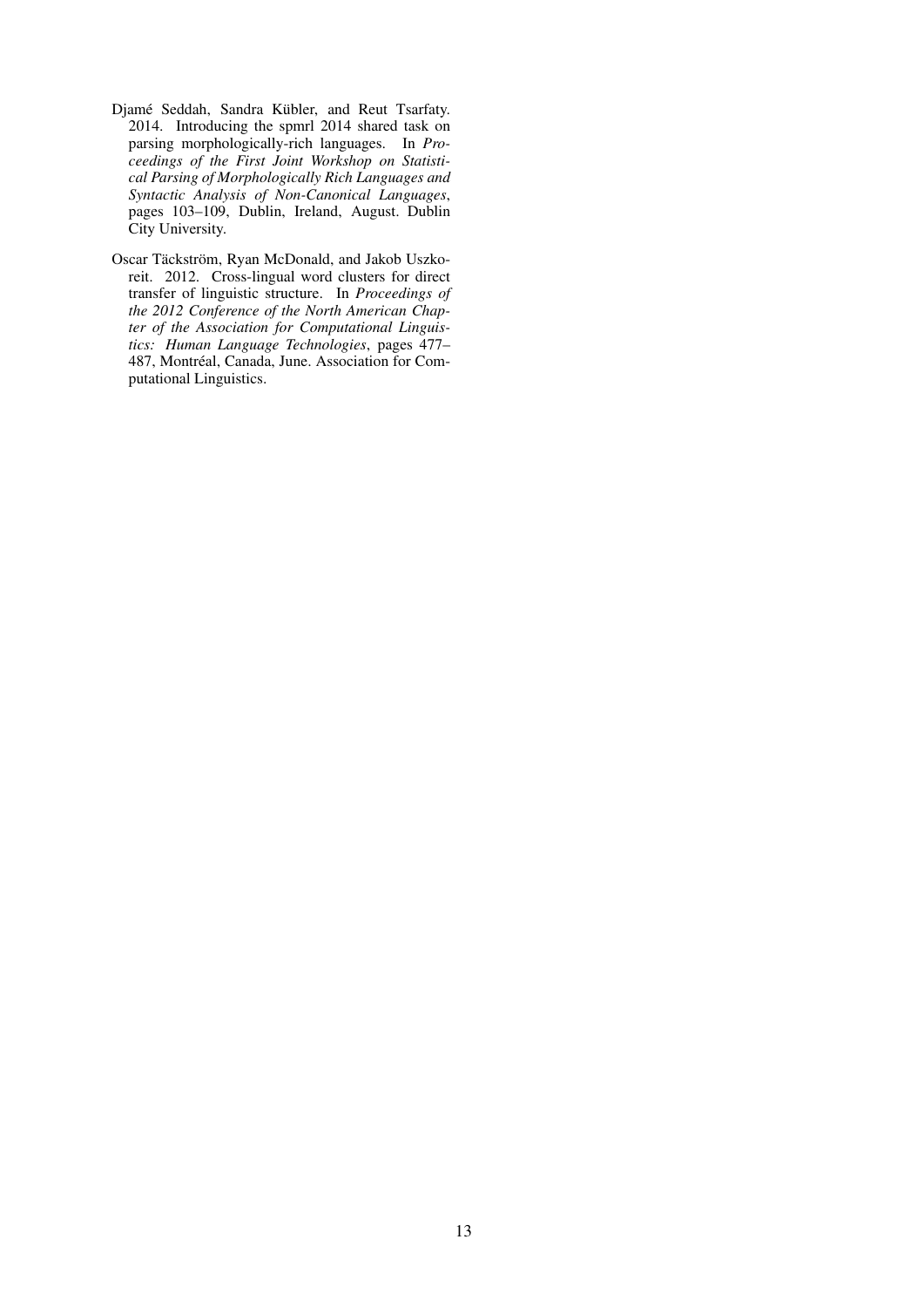Djamé Seddah, Sandra Kübler, and Reut Tsarfaty. 2014. Introducing the spmrl 2014 shared task on parsing morphologically-rich languages. In *Proceedings of the First Joint Workshop on Statistical Parsing of Morphologically Rich Languages and Syntactic Analysis of Non-Canonical Languages*, pages 103–109, Dublin, Ireland, August. Dublin City University.

Oscar Täckström, Ryan McDonald, and Jakob Uszkoreit. 2012. Cross-lingual word clusters for direct transfer of linguistic structure. In *Proceedings of the 2012 Conference of the North American Chapter of the Association for Computational Linguistics: Human Language Technologies*, pages 477–487, Montréal, Canada, June. Association for Computational Linguistics.